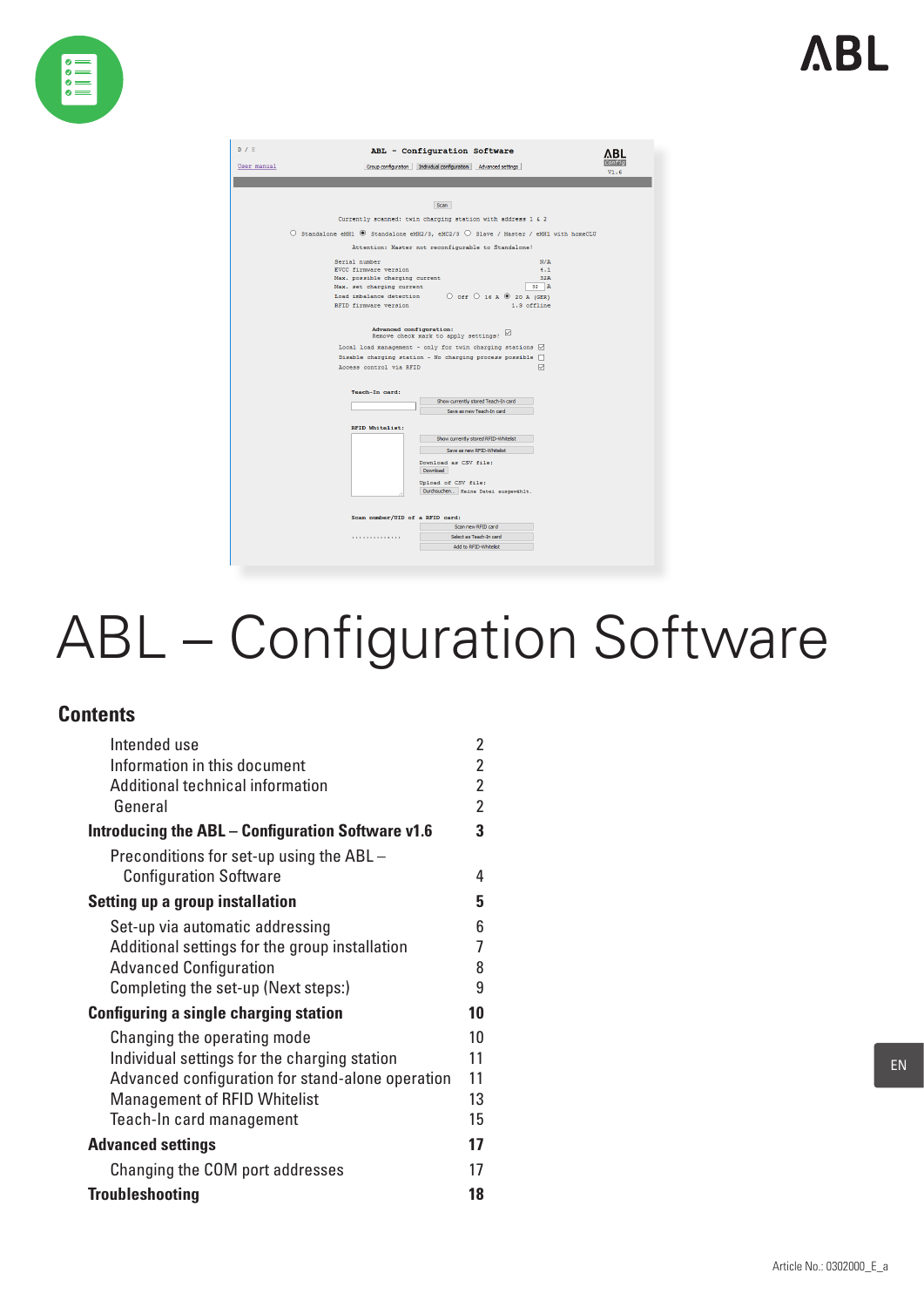ABL

# ABL – Configuration Software

## Contents

| | |
|---|---|
| Intended use | 2 |
| Information in this document | 2 |
| Additional technical information | 2 |
| General | 2 |
| **Introducing the ABL – Configuration Software v1.6** | **3** |
| Preconditions for set-up using the ABL – Configuration Software | 4 |
| **Setting up a group installation** | **5** |
| Set-up via automatic addressing | 6 |
| Additional settings for the group installation | 7 |
| Advanced Configuration | 8 |
| Completing the set-up (Next steps:) | 9 |
| **Configuring a single charging station** | **10** |
| Changing the operating mode | 10 |
| Individual settings for the charging station | 11 |
| Advanced configuration for stand-alone operation | 11 |
| Management of RFID Whitelist | 13 |
| Teach-In card management | 15 |
| **Advanced settings** | **17** |
| Changing the COM port addresses | 17 |
| **Troubleshooting** | **18** |

EN

Article No.: 0302000_E_a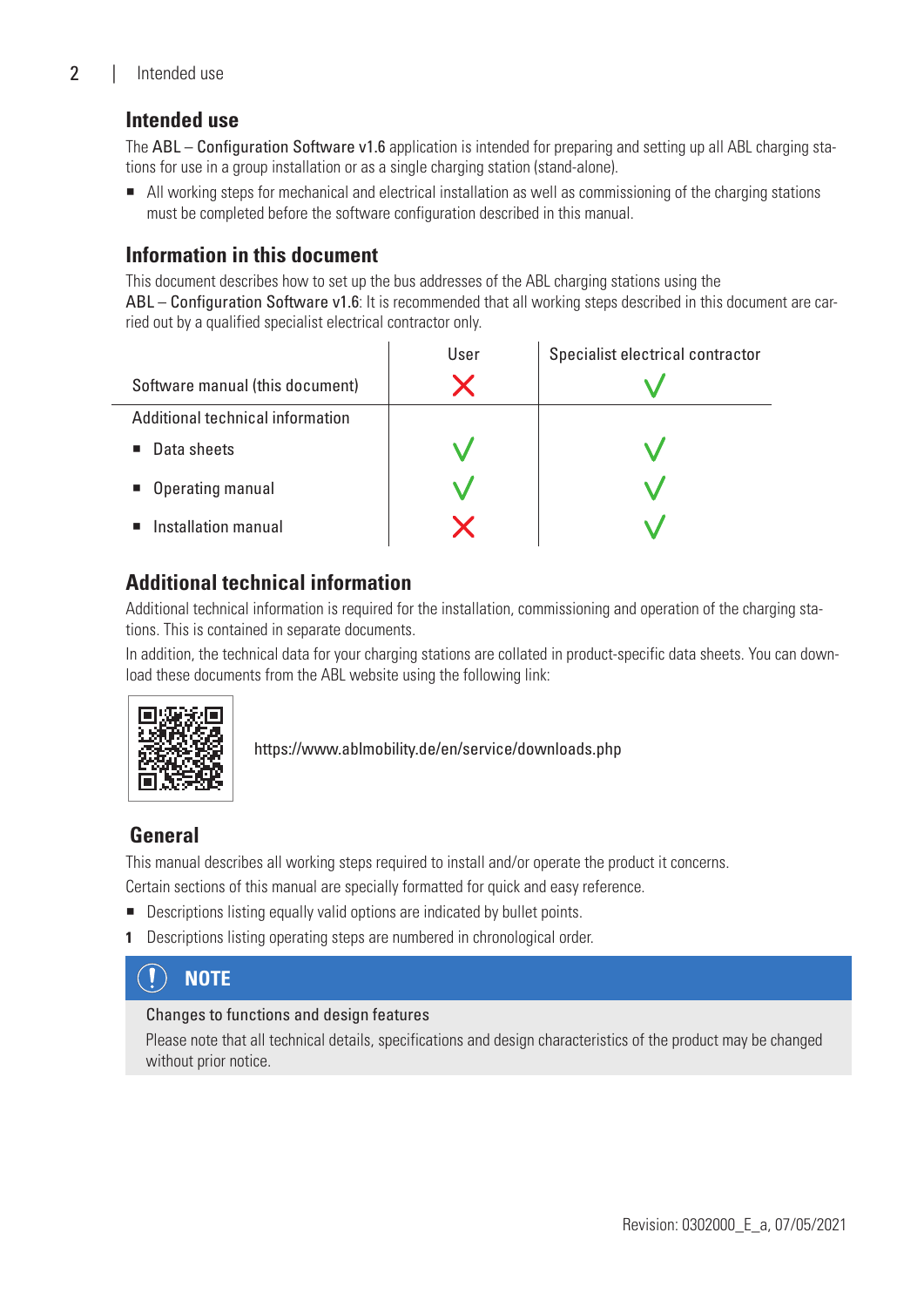## Intended use

The ABL – Configuration Software v1.6 application is intended for preparing and setting up all ABL charging stations for use in a group installation or as a single charging station (stand-alone).

- All working steps for mechanical and electrical installation as well as commissioning of the charging stations must be completed before the software configuration described in this manual.

## Information in this document

This document describes how to set up the bus addresses of the ABL charging stations using the ABL – Configuration Software v1.6: It is recommended that all working steps described in this document are carried out by a qualified specialist electrical contractor only.

| | User | Specialist electrical contractor |
|---|---|---|
| Software manual (this document) | ✗ | ✓ |
| Additional technical information | | |
| ■ Data sheets | ✓ | ✓ |
| ■ Operating manual | ✓ | ✓ |
| ■ Installation manual | ✗ | ✓ |

## Additional technical information

Additional technical information is required for the installation, commissioning and operation of the charging stations. This is contained in separate documents.

In addition, the technical data for your charging stations are collated in product-specific data sheets. You can download these documents from the ABL website using the following link:

https://www.ablmobility.de/en/service/downloads.php

## General

This manual describes all working steps required to install and/or operate the product it concerns.

Certain sections of this manual are specially formatted for quick and easy reference.

- Descriptions listing equally valid options are indicated by bullet points.

1 Descriptions listing operating steps are numbered in chronological order.

> **NOTE**
>
> Changes to functions and design features
>
> Please note that all technical details, specifications and design characteristics of the product may be changed without prior notice.

Revision: 0302000_E_a, 07/05/2021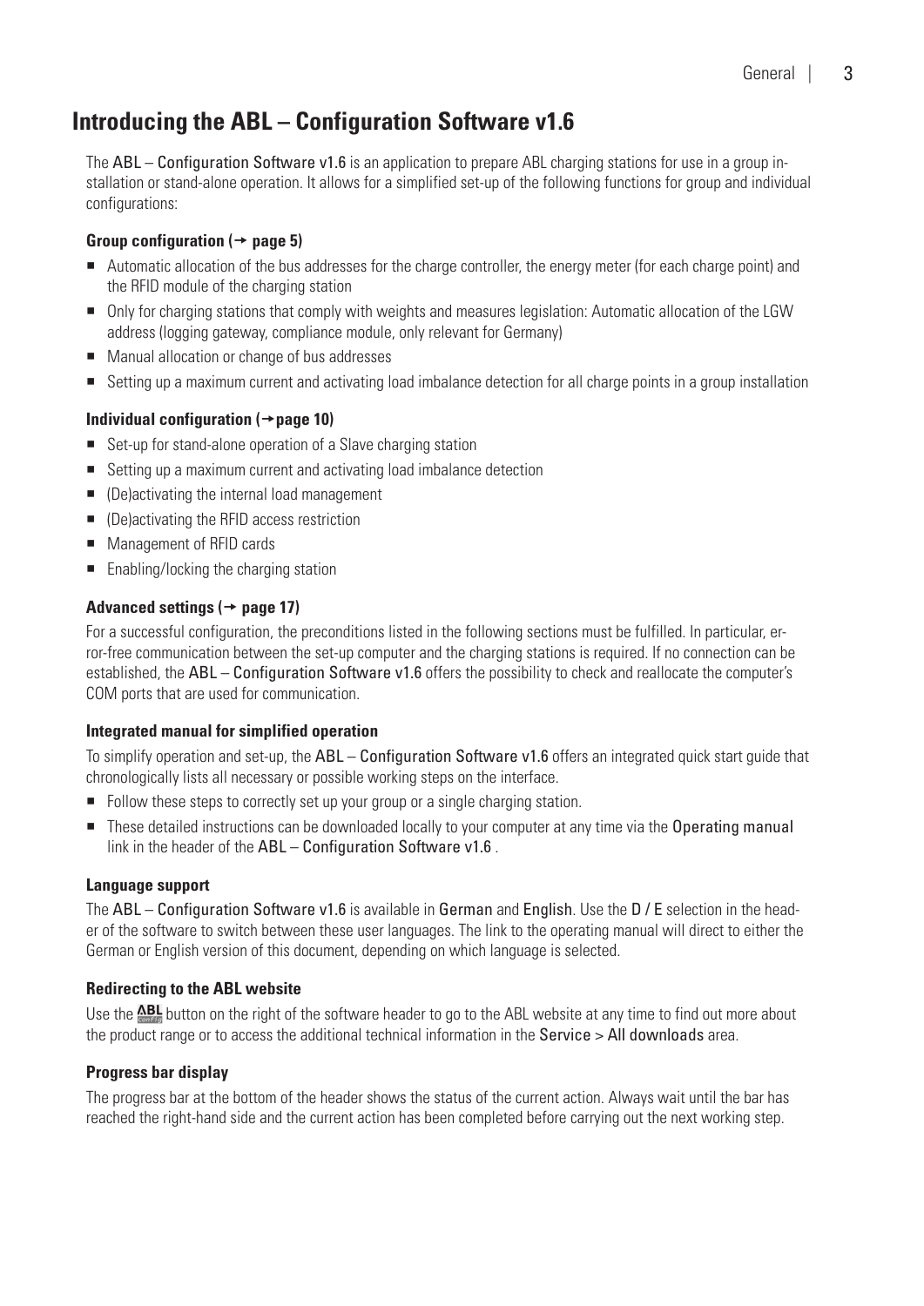# Introducing the ABL – Configuration Software v1.6

The ABL – Configuration Software v1.6 is an application to prepare ABL charging stations for use in a group installation or stand-alone operation. It allows for a simplified set-up of the following functions for group and individual configurations:

**Group configuration (→ page 5)**

- Automatic allocation of the bus addresses for the charge controller, the energy meter (for each charge point) and the RFID module of the charging station
- Only for charging stations that comply with weights and measures legislation: Automatic allocation of the LGW address (logging gateway, compliance module, only relevant for Germany)
- Manual allocation or change of bus addresses
- Setting up a maximum current and activating load imbalance detection for all charge points in a group installation

**Individual configuration (→page 10)**

- Set-up for stand-alone operation of a Slave charging station
- Setting up a maximum current and activating load imbalance detection
- (De)activating the internal load management
- (De)activating the RFID access restriction
- Management of RFID cards
- Enabling/locking the charging station

**Advanced settings (→ page 17)**

For a successful configuration, the preconditions listed in the following sections must be fulfilled. In particular, error-free communication between the set-up computer and the charging stations is required. If no connection can be established, the ABL – Configuration Software v1.6 offers the possibility to check and reallocate the computer's COM ports that are used for communication.

**Integrated manual for simplified operation**

To simplify operation and set-up, the ABL – Configuration Software v1.6 offers an integrated quick start guide that chronologically lists all necessary or possible working steps on the interface.

- Follow these steps to correctly set up your group or a single charging station.
- These detailed instructions can be downloaded locally to your computer at any time via the Operating manual link in the header of the ABL – Configuration Software v1.6 .

**Language support**

The ABL – Configuration Software v1.6 is available in German and English. Use the D / E selection in the header of the software to switch between these user languages. The link to the operating manual will direct to either the German or English version of this document, depending on which language is selected.

**Redirecting to the ABL website**

Use the ABL button on the right of the software header to go to the ABL website at any time to find out more about the product range or to access the additional technical information in the Service > All downloads area.

**Progress bar display**

The progress bar at the bottom of the header shows the status of the current action. Always wait until the bar has reached the right-hand side and the current action has been completed before carrying out the next working step.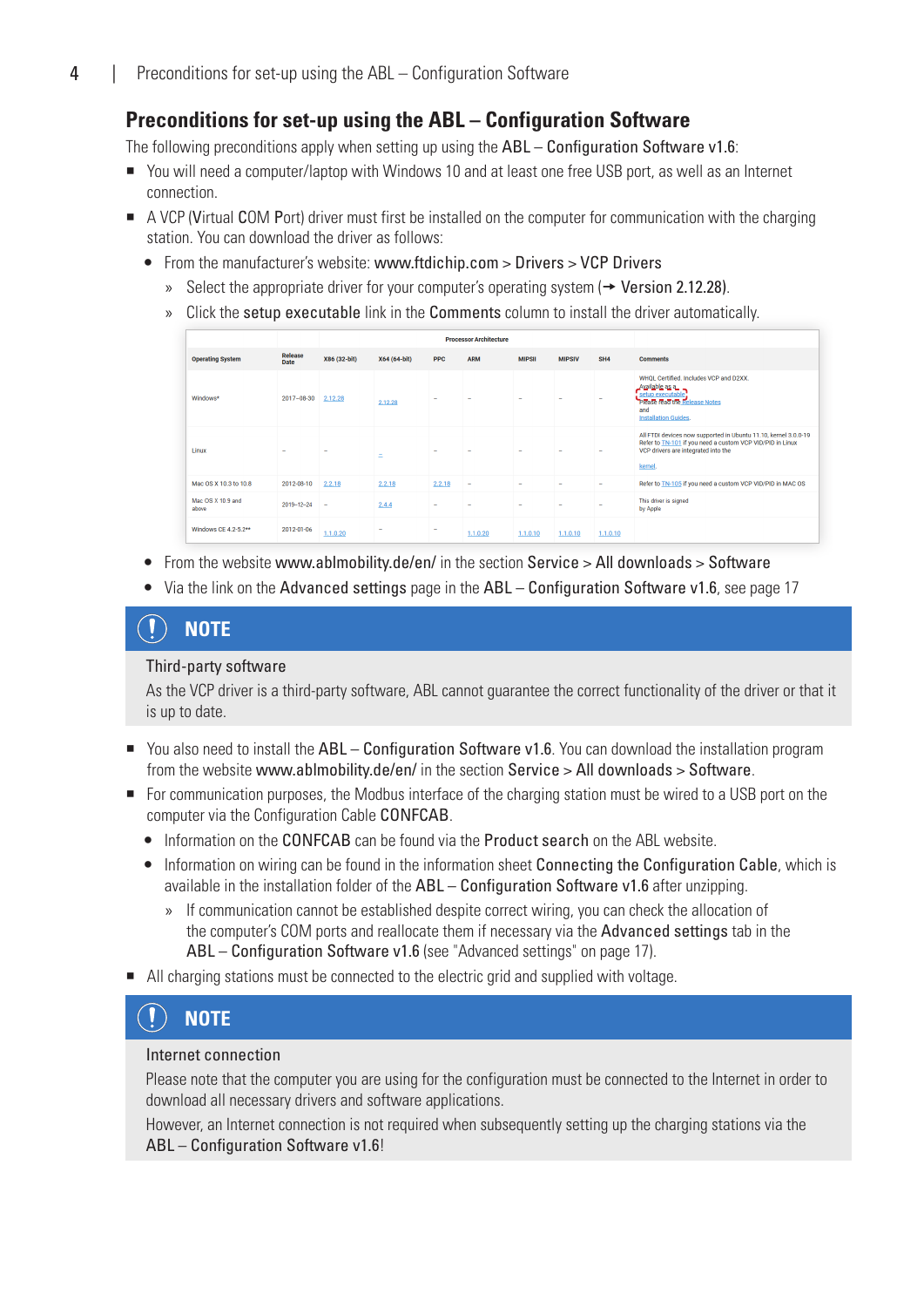## Preconditions for set-up using the ABL – Configuration Software

The following preconditions apply when setting up using the ABL – Configuration Software v1.6:

- You will need a computer/laptop with Windows 10 and at least one free USB port, as well as an Internet connection.
- A VCP (Virtual COM Port) driver must first be installed on the computer for communication with the charging station. You can download the driver as follows:
  - From the manufacturer's website: **www.ftdichip.com** > **Drivers** > **VCP Drivers**
    - » Select the appropriate driver for your computer's operating system (→ **Version 2.12.28**).
    - » Click the **setup executable** link in the **Comments** column to install the driver automatically.

| Operating System | Release Date | Processor Architecture X86 (32-bit) | X64 (64-bit) | PPC | ARM | MIPSII | MIPSIV | SH4 | Comments |
|---|---|---|---|---|---|---|---|---|---|
| Windows* | 2017-08-30 | 2.12.28 | 2.12.28 | - | - | - | - | - | WHQL Certified. Includes VCP and D2XX. Available as a setup executable. Please read the Release Notes and Installation Guides. |
| Linux | - | - | - | - | - | - | - | - | All FTDI devices now supported in Ubuntu 11.10, kernel 3.0.0-19. Refer to TN-101 if you need a custom VCP VID/PID in Linux. VCP drivers are integrated into the kernel. |
| Mac OS X 10.3 to 10.8 | 2012-08-10 | 2.2.18 | 2.2.18 | 2.2.18 | - | - | - | - | Refer to TN-105 if you need a custom VCP VID/PID in MAC OS |
| Mac OS X 10.9 and above | 2019-12-24 | - | 2.4.4 | - | - | - | - | - | This driver is signed by Apple |
| Windows CE 4.2-5.2** | 2012-01-06 | 1.1.0.20 | - | - | 1.1.0.20 | 1.1.0.10 | 1.1.0.10 | 1.1.0.10 | |

  - From the website **www.ablmobility.de/en/** in the section **Service** > **All downloads** > **Software**
  - Via the link on the **Advanced settings** page in the **ABL – Configuration Software v1.6**, see page 17

> **NOTE**
>
> Third-party software
>
> As the VCP driver is a third-party software, ABL cannot guarantee the correct functionality of the driver or that it is up to date.

- You also need to install the **ABL – Configuration Software v1.6**. You can download the installation program from the website **www.ablmobility.de/en/** in the section **Service** > **All downloads** > **Software**.
- For communication purposes, the Modbus interface of the charging station must be wired to a USB port on the computer via the Configuration Cable **CONFCAB**.
  - Information on the **CONFCAB** can be found via the **Product search** on the ABL website.
  - Information on wiring can be found in the information sheet **Connecting the Configuration Cable**, which is available in the installation folder of the **ABL – Configuration Software v1.6** after unzipping.
    - » If communication cannot be established despite correct wiring, you can check the allocation of the computer's COM ports and reallocate them if necessary via the **Advanced settings** tab in the **ABL – Configuration Software v1.6** (see "Advanced settings" on page 17).
- All charging stations must be connected to the electric grid and supplied with voltage.

> **NOTE**
>
> Internet connection
>
> Please note that the computer you are using for the configuration must be connected to the Internet in order to download all necessary drivers and software applications.
>
> However, an Internet connection is not required when subsequently setting up the charging stations via the ABL – Configuration Software v1.6!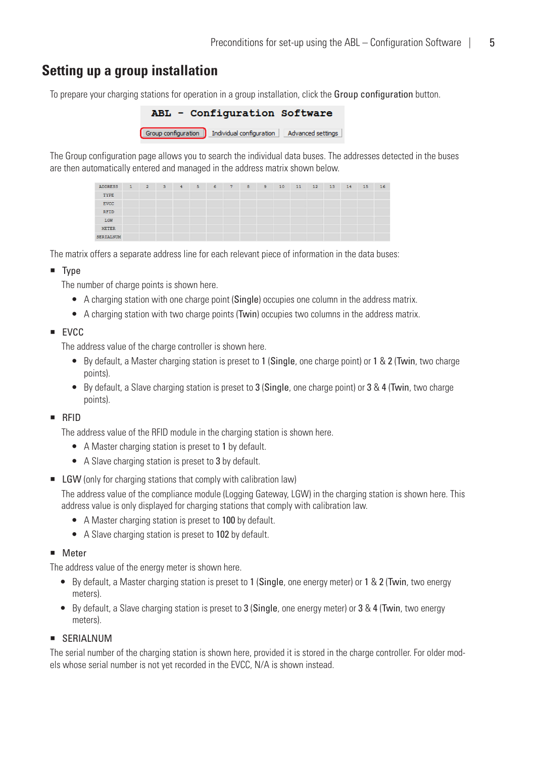## Setting up a group installation

To prepare your charging stations for operation in a group installation, click the **Group configuration** button.

The Group configuration page allows you to search the individual data buses. The addresses detected in the buses are then automatically entered and managed in the address matrix shown below.

| ADDRESS | 1 | 2 | 3 | 4 | 5 | 6 | 7 | 8 | 9 | 10 | 11 | 12 | 13 | 14 | 15 | 16 |
|---|---|---|---|---|---|---|---|---|---|---|---|---|---|---|---|---|
| TYPE | | | | | | | | | | | | | | | | |
| EVCC | | | | | | | | | | | | | | | | |
| RFID | | | | | | | | | | | | | | | | |
| LGW | | | | | | | | | | | | | | | | |
| METER | | | | | | | | | | | | | | | | |
| SERIALNUM | | | | | | | | | | | | | | | | |

The matrix offers a separate address line for each relevant piece of information in the data buses:

- Type

  The number of charge points is shown here.

  - A charging station with one charge point (**Single**) occupies one column in the address matrix.
  - A charging station with two charge points (**Twin**) occupies two columns in the address matrix.

- EVCC

  The address value of the charge controller is shown here.

  - By default, a Master charging station is preset to **1** (**Single**, one charge point) or **1** & **2** (**Twin**, two charge points).
  - By default, a Slave charging station is preset to **3** (**Single**, one charge point) or **3** & **4** (**Twin**, two charge points).

- RFID

  The address value of the RFID module in the charging station is shown here.

  - A Master charging station is preset to **1** by default.
  - A Slave charging station is preset to **3** by default.

- LGW (only for charging stations that comply with calibration law)

  The address value of the compliance module (Logging Gateway, LGW) in the charging station is shown here. This address value is only displayed for charging stations that comply with calibration law.

  - A Master charging station is preset to **100** by default.
  - A Slave charging station is preset to **102** by default.

- Meter

  The address value of the energy meter is shown here.

  - By default, a Master charging station is preset to **1** (**Single**, one energy meter) or **1** & **2** (**Twin**, two energy meters).
  - By default, a Slave charging station is preset to **3** (**Single**, one energy meter) or **3** & **4** (**Twin**, two energy meters).

- SERIALNUM

  The serial number of the charging station is shown here, provided it is stored in the charge controller. For older models whose serial number is not yet recorded in the EVCC, N/A is shown instead.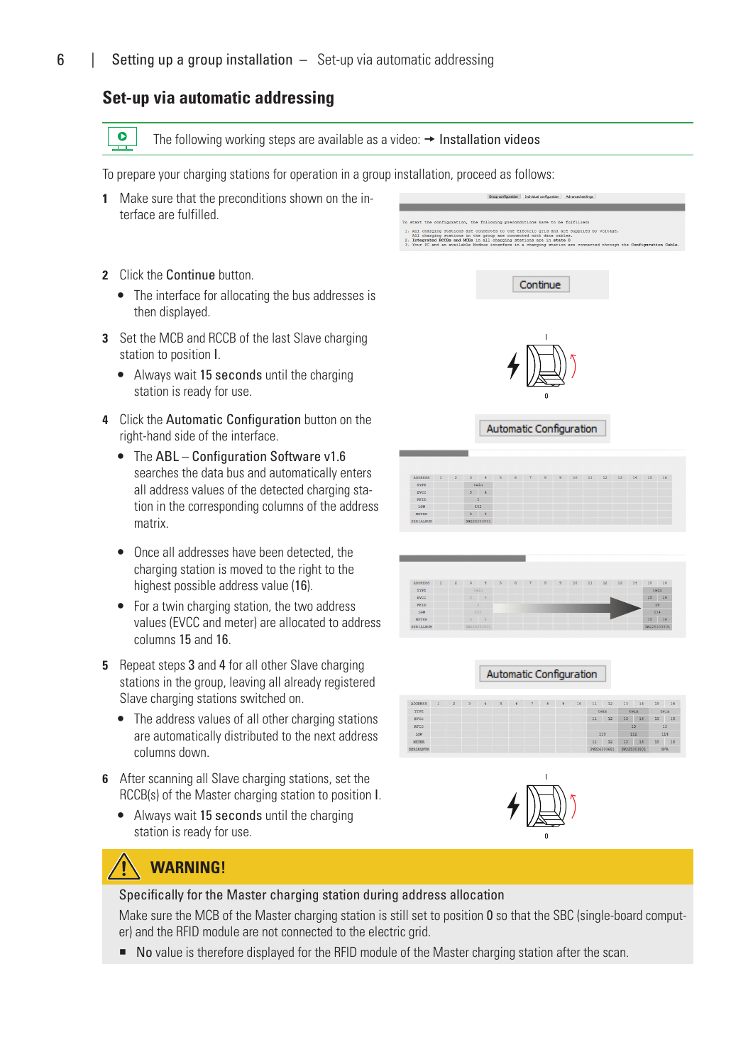## Set-up via automatic addressing

The following working steps are available as a video: → Installation videos

To prepare your charging stations for operation in a group installation, proceed as follows:

1. Make sure that the preconditions shown on the interface are fulfilled.
2. Click the Continue button.
   - The interface for allocating the bus addresses is then displayed.
3. Set the MCB and RCCB of the last Slave charging station to position I.
   - Always wait 15 seconds until the charging station is ready for use.
4. Click the Automatic Configuration button on the right-hand side of the interface.
   - The ABL – Configuration Software v1.6 searches the data bus and automatically enters all address values of the detected charging station in the corresponding columns of the address matrix.
   - Once all addresses have been detected, the charging station is moved to the right to the highest possible address value (16).
   - For a twin charging station, the two address values (EVCC and meter) are allocated to address columns 15 and 16.
5. Repeat steps 3 and 4 for all other Slave charging stations in the group, leaving all already registered Slave charging stations switched on.
   - The address values of all other charging stations are automatically distributed to the next address columns down.
6. After scanning all Slave charging stations, set the RCCB(s) of the Master charging station to position I.
   - Always wait 15 seconds until the charging station is ready for use.

**WARNING!**

**Specifically for the Master charging station during address allocation**

Make sure the MCB of the Master charging station is still set to position 0 so that the SBC (single-board computer) and the RFID module are not connected to the electric grid.

- No value is therefore displayed for the RFID module of the Master charging station after the scan.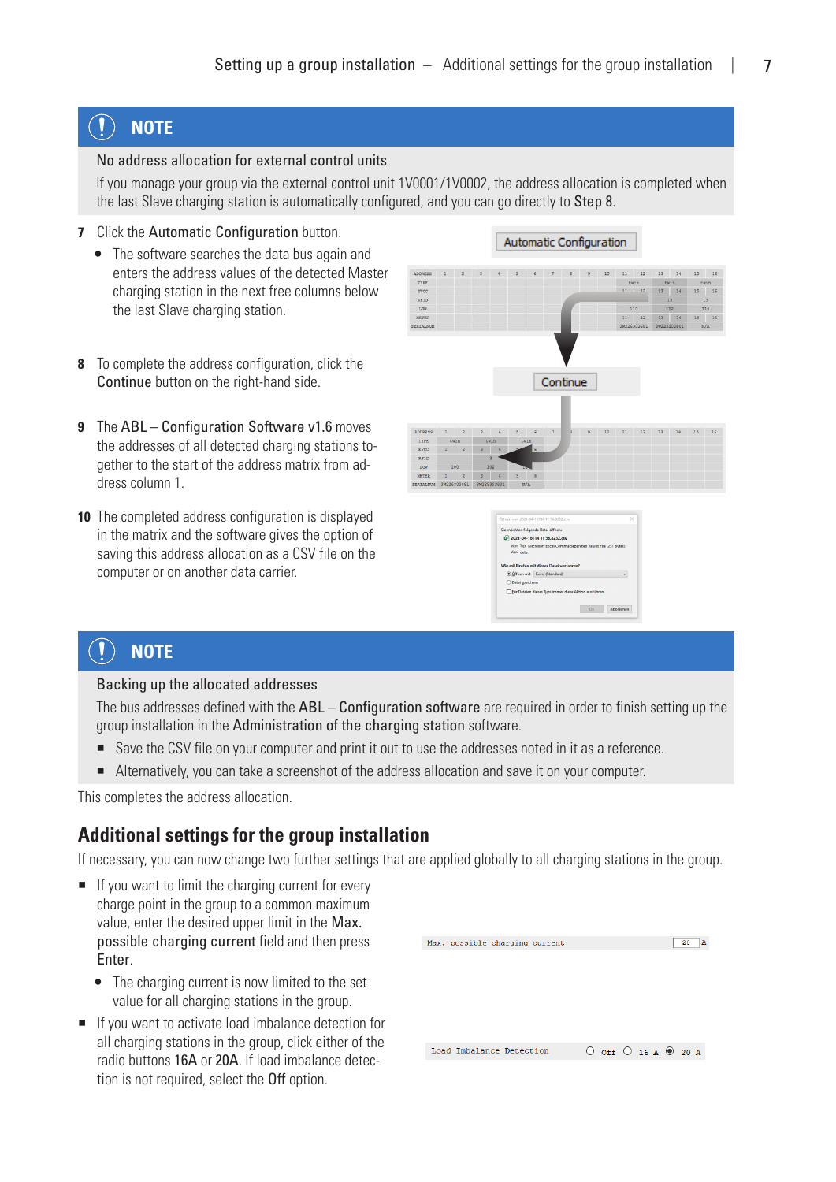> **NOTE**
>
> **No address allocation for external control units**
>
> If you manage your group via the external control unit 1V0001/1V0002, the address allocation is completed when the last Slave charging station is automatically configured, and you can go directly to **Step 8**.

7 Click the **Automatic Configuration** button.
- The software searches the data bus again and enters the address values of the detected Master charging station in the next free columns below the last Slave charging station.

8 To complete the address configuration, click the **Continue** button on the right-hand side.

9 The **ABL – Configuration Software v1.6** moves the addresses of all detected charging stations together to the start of the address matrix from address column 1.

10 The completed address configuration is displayed in the matrix and the software gives the option of saving this address allocation as a CSV file on the computer or on another data carrier.

> **NOTE**
>
> **Backing up the allocated addresses**
>
> The bus addresses defined with the **ABL – Configuration software** are required in order to finish setting up the group installation in the **Administration of the charging station** software.
>
> - Save the CSV file on your computer and print it out to use the addresses noted in it as a reference.
> - Alternatively, you can take a screenshot of the address allocation and save it on your computer.

This completes the address allocation.

## Additional settings for the group installation

If necessary, you can now change two further settings that are applied globally to all charging stations in the group.

- If you want to limit the charging current for every charge point in the group to a common maximum value, enter the desired upper limit in the **Max. possible charging current** field and then press **Enter**.
  - The charging current is now limited to the set value for all charging stations in the group.
- If you want to activate load imbalance detection for all charging stations in the group, click either of the radio buttons **16A** or **20A**. If load imbalance detection is not required, select the **Off** option.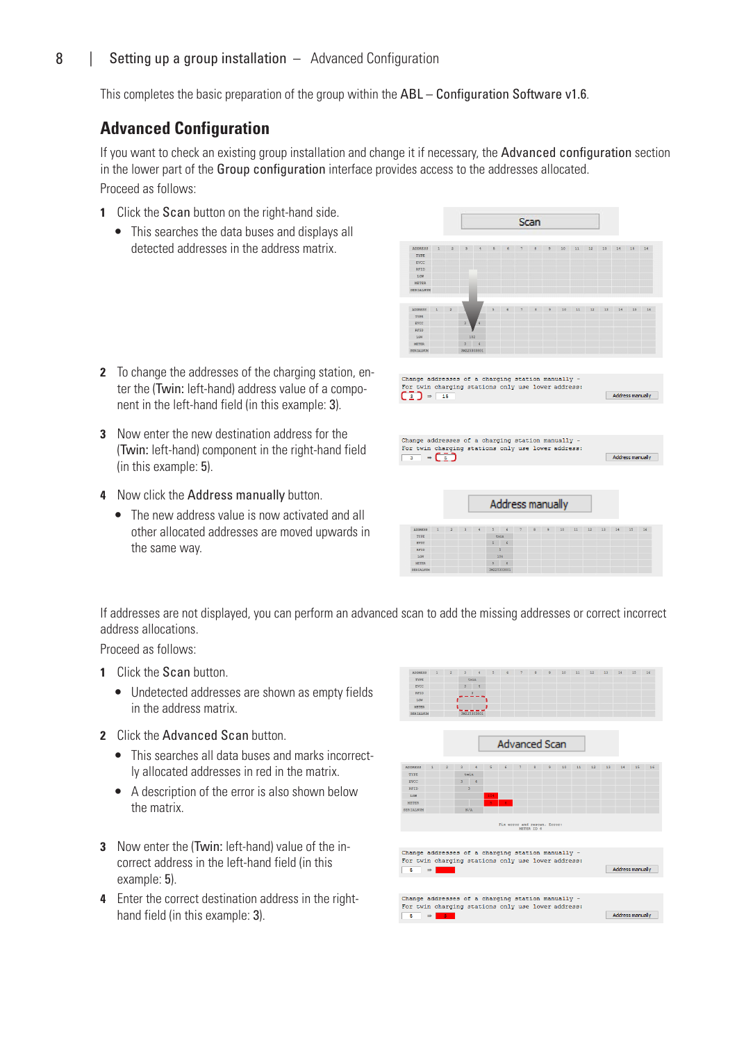This completes the basic preparation of the group within the **ABL – Configuration Software v1.6**.

## Advanced Configuration

If you want to check an existing group installation and change it if necessary, the **Advanced configuration** section in the lower part of the **Group configuration** interface provides access to the addresses allocated.

Proceed as follows:

1. Click the **Scan** button on the right-hand side.
   - This searches the data buses and displays all detected addresses in the address matrix.
2. To change the addresses of the charging station, enter the (**Twin:** left-hand) address value of a component in the left-hand field (in this example: **3**).
3. Now enter the new destination address for the (**Twin:** left-hand) component in the right-hand field (in this example: **5**).
4. Now click the **Address manually** button.
   - The new address value is now activated and all other allocated addresses are moved upwards in the same way.

If addresses are not displayed, you can perform an advanced scan to add the missing addresses or correct incorrect address allocations.

Proceed as follows:

1. Click the **Scan** button.
   - Undetected addresses are shown as empty fields in the address matrix.
2. Click the **Advanced Scan** button.
   - This searches all data buses and marks incorrectly allocated addresses in red in the matrix.
   - A description of the error is also shown below the matrix.
3. Now enter the (**Twin:** left-hand) value of the incorrect address in the left-hand field (in this example: **5**).
4. Enter the correct destination address in the right-hand field (in this example: **3**).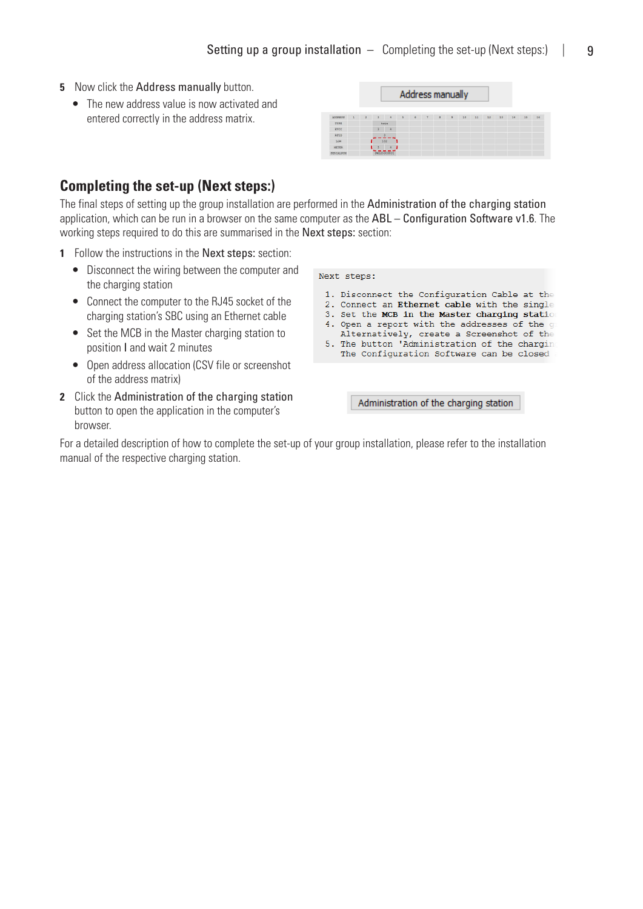5 Now click the **Address manually** button.

- The new address value is now activated and entered correctly in the address matrix.

Address manually

## Completing the set-up (Next steps:)

The final steps of setting up the group installation are performed in the **Administration of the charging station** application, which can be run in a browser on the same computer as the **ABL – Configuration Software v1.6**. The working steps required to do this are summarised in the **Next steps:** section:

1 Follow the instructions in the **Next steps:** section:

- Disconnect the wiring between the computer and the charging station
- Connect the computer to the RJ45 socket of the charging station's SBC using an Ethernet cable
- Set the MCB in the Master charging station to position I and wait 2 minutes
- Open address allocation (CSV file or screenshot of the address matrix)

```
Next steps:

 1. Disconnect the Configuration Cable at the
 2. Connect an Ethernet cable with the single
 3. Set the MCB in the Master charging statio
 4. Open a report with the addresses of the g
    Alternatively, create a Screenshot of the
 5. The button 'Administration of the chargin
    The Configuration Software can be closed
```

2 Click the **Administration of the charging station** button to open the application in the computer's browser.

Administration of the charging station

For a detailed description of how to complete the set-up of your group installation, please refer to the installation manual of the respective charging station.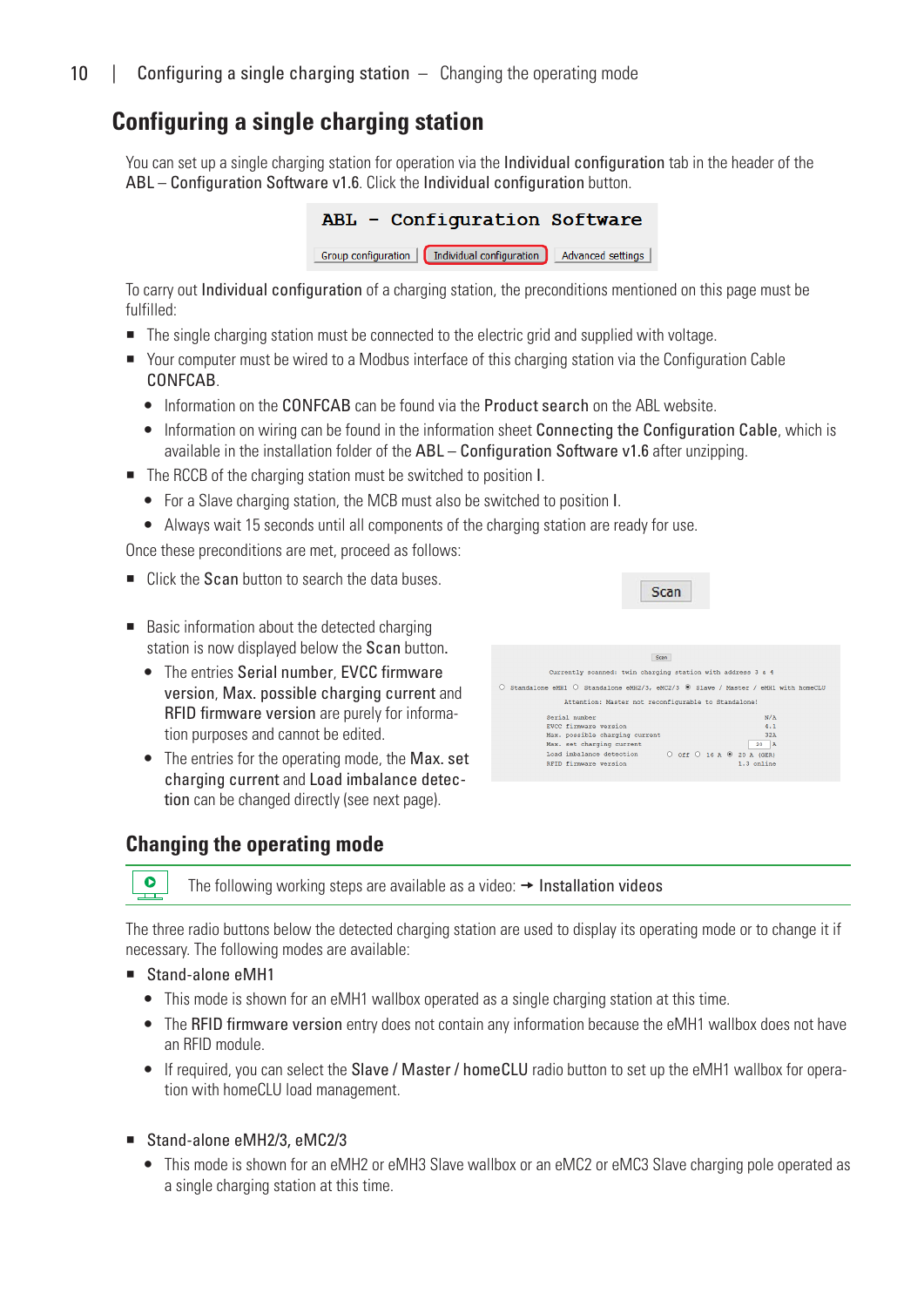# Configuring a single charging station

You can set up a single charging station for operation via the **Individual configuration** tab in the header of the **ABL – Configuration Software v1.6**. Click the **Individual configuration** button.

To carry out **Individual configuration** of a charging station, the preconditions mentioned on this page must be fulfilled:

- The single charging station must be connected to the electric grid and supplied with voltage.
- Your computer must be wired to a Modbus interface of this charging station via the Configuration Cable **CONFCAB**.
  - Information on the **CONFCAB** can be found via the **Product search** on the ABL website.
  - Information on wiring can be found in the information sheet **Connecting the Configuration Cable**, which is available in the installation folder of the **ABL – Configuration Software v1.6** after unzipping.
- The RCCB of the charging station must be switched to position **I**.
  - For a Slave charging station, the MCB must also be switched to position **I**.
  - Always wait 15 seconds until all components of the charging station are ready for use.

Once these preconditions are met, proceed as follows:

- Click the **Scan** button to search the data buses.
- Basic information about the detected charging station is now displayed below the **Scan** button.
  - The entries **Serial number**, **EVCC firmware version**, **Max. possible charging current** and **RFID firmware version** are purely for information purposes and cannot be edited.
  - The entries for the operating mode, the **Max. set charging current** and **Load imbalance detection** can be changed directly (see next page).

## Changing the operating mode

The following working steps are available as a video: → **Installation videos**

The three radio buttons below the detected charging station are used to display its operating mode or to change it if necessary. The following modes are available:

- **Stand-alone eMH1**
  - This mode is shown for an eMH1 wallbox operated as a single charging station at this time.
  - The **RFID firmware version** entry does not contain any information because the eMH1 wallbox does not have an RFID module.
  - If required, you can select the **Slave / Master / homeCLU** radio button to set up the eMH1 wallbox for operation with homeCLU load management.
- **Stand-alone eMH2/3, eMC2/3**
  - This mode is shown for an eMH2 or eMH3 Slave wallbox or an eMC2 or eMC3 Slave charging pole operated as a single charging station at this time.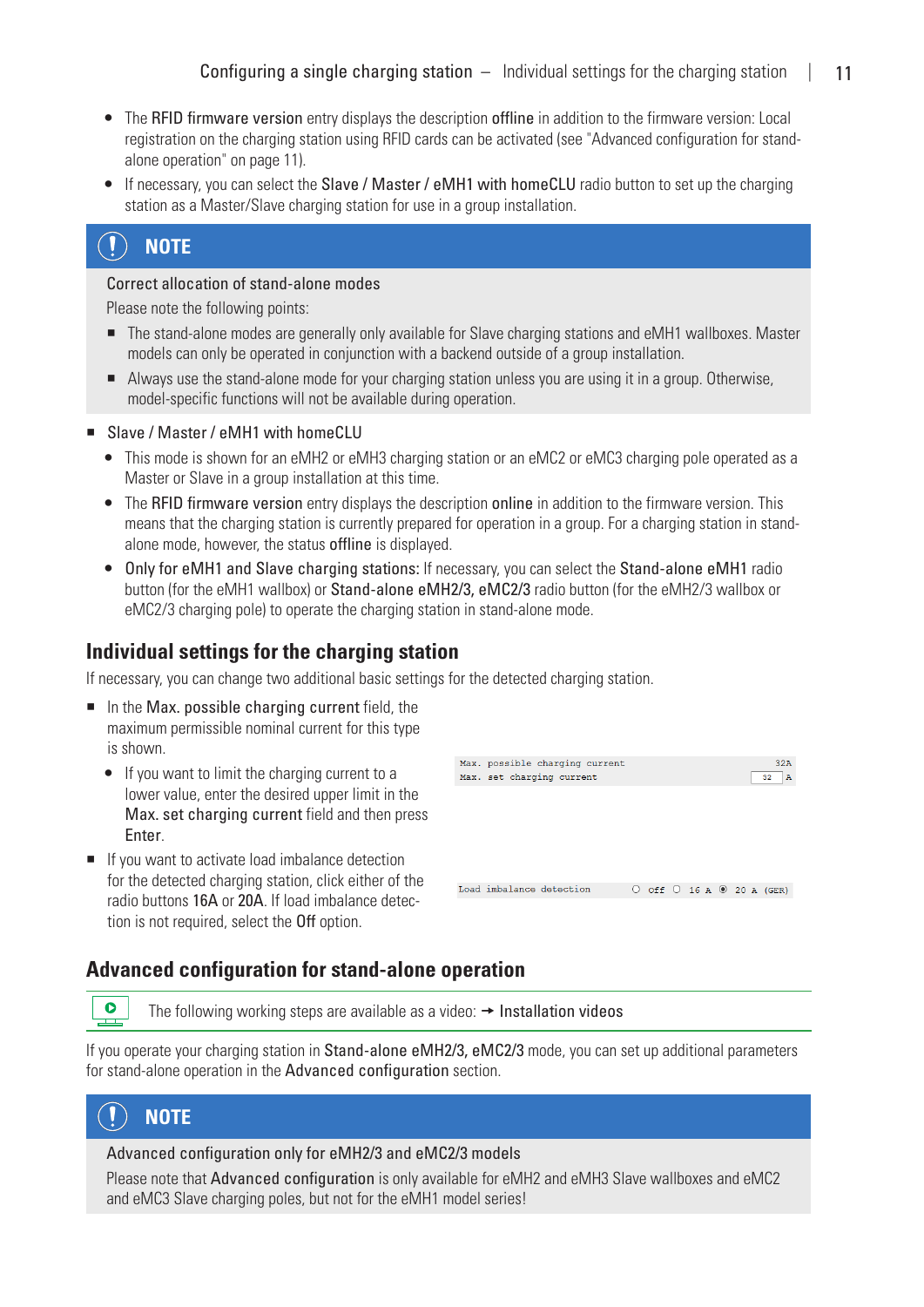- The **RFID firmware version** entry displays the description **offline** in addition to the firmware version: Local registration on the charging station using RFID cards can be activated (see "Advanced configuration for stand-alone operation" on page 11).
- If necessary, you can select the **Slave / Master / eMH1 with homeCLU** radio button to set up the charging station as a Master/Slave charging station for use in a group installation.

> **NOTE**
>
> **Correct allocation of stand-alone modes**
>
> Please note the following points:
>
> - The stand-alone modes are generally only available for Slave charging stations and eMH1 wallboxes. Master models can only be operated in conjunction with a backend outside of a group installation.
> - Always use the stand-alone mode for your charging station unless you are using it in a group. Otherwise, model-specific functions will not be available during operation.

- **Slave / Master / eMH1 with homeCLU**
  - This mode is shown for an eMH2 or eMH3 charging station or an eMC2 or eMC3 charging pole operated as a Master or Slave in a group installation at this time.
  - The **RFID firmware version** entry displays the description **online** in addition to the firmware version. This means that the charging station is currently prepared for operation in a group. For a charging station in stand-alone mode, however, the status **offline** is displayed.
  - **Only for eMH1 and Slave charging stations:** If necessary, you can select the **Stand-alone eMH1** radio button (for the eMH1 wallbox) or **Stand-alone eMH2/3, eMC2/3** radio button (for the eMH2/3 wallbox or eMC2/3 charging pole) to operate the charging station in stand-alone mode.

## Individual settings for the charging station

If necessary, you can change two additional basic settings for the detected charging station.

- In the **Max. possible charging current** field, the maximum permissible nominal current for this type is shown.
  - If you want to limit the charging current to a lower value, enter the desired upper limit in the **Max. set charging current** field and then press **Enter**.

```
Max. possible charging current          32A
Max. set charging current            [32] A
```

- If you want to activate load imbalance detection for the detected charging station, click either of the radio buttons **16A** or **20A**. If load imbalance detection is not required, select the **Off** option.

```
Load imbalance detection     ○ Off  ○ 16 A  ◉ 20 A (GER)
```

## Advanced configuration for stand-alone operation

The following working steps are available as a video: → **Installation videos**

If you operate your charging station in **Stand-alone eMH2/3, eMC2/3** mode, you can set up additional parameters for stand-alone operation in the **Advanced configuration** section.

> **NOTE**
>
> **Advanced configuration only for eMH2/3 and eMC2/3 models**
>
> Please note that **Advanced configuration** is only available for eMH2 and eMH3 Slave wallboxes and eMC2 and eMC3 Slave charging poles, but not for the eMH1 model series!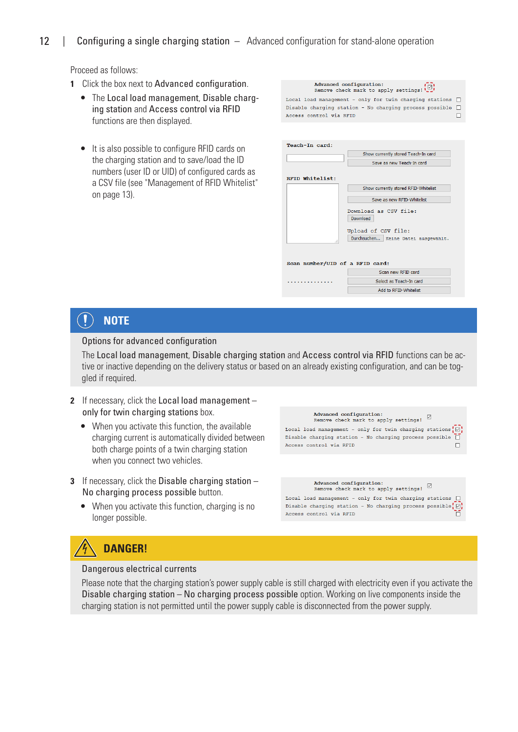Proceed as follows:

1. Click the box next to Advanced configuration.
   - The Local load management, Disable charging station and Access control via RFID functions are then displayed.

Advanced configuration:
Remove check mark to apply settings!
Local load management - only for twin charging stations
Disable charging station - No charging process possible
Access control via RFID

   - It is also possible to configure RFID cards on the charging station and to save/load the ID numbers (user ID or UID) of configured cards as a CSV file (see "Management of RFID Whitelist" on page 13).

Teach-In card:
Show currently stored Teach-In card
Save as new Teach-In card

RFID Whitelist:
Show currently stored RFID-Whitelist
Save as new RFID-Whitelist
Download as CSV file:
Download
Upload of CSV file:
Durchsuchen... Keine Datei ausgewählt.

Scan number/UID of a RFID card:
Scan new RFID card
..............
Select as Teach-In card
Add to RFID-Whitelist

## NOTE

**Options for advanced configuration**

The Local load management, Disable charging station and Access control via RFID functions can be active or inactive depending on the delivery status or based on an already existing configuration, and can be toggled if required.

2. If necessary, click the Local load management – only for twin charging stations box.
   - When you activate this function, the available charging current is automatically divided between both charge points of a twin charging station when you connect two vehicles.

Advanced configuration:
Remove check mark to apply settings!
Local load management - only for twin charging stations
Disable charging station - No charging process possible
Access control via RFID

3. If necessary, click the Disable charging station – No charging process possible button.
   - When you activate this function, charging is no longer possible.

Advanced configuration:
Remove check mark to apply settings!
Local load management - only for twin charging stations
Disable charging station - No charging process possible
Access control via RFID

## DANGER!

**Dangerous electrical currents**

Please note that the charging station's power supply cable is still charged with electricity even if you activate the Disable charging station – No charging process possible option. Working on live components inside the charging station is not permitted until the power supply cable is disconnected from the power supply.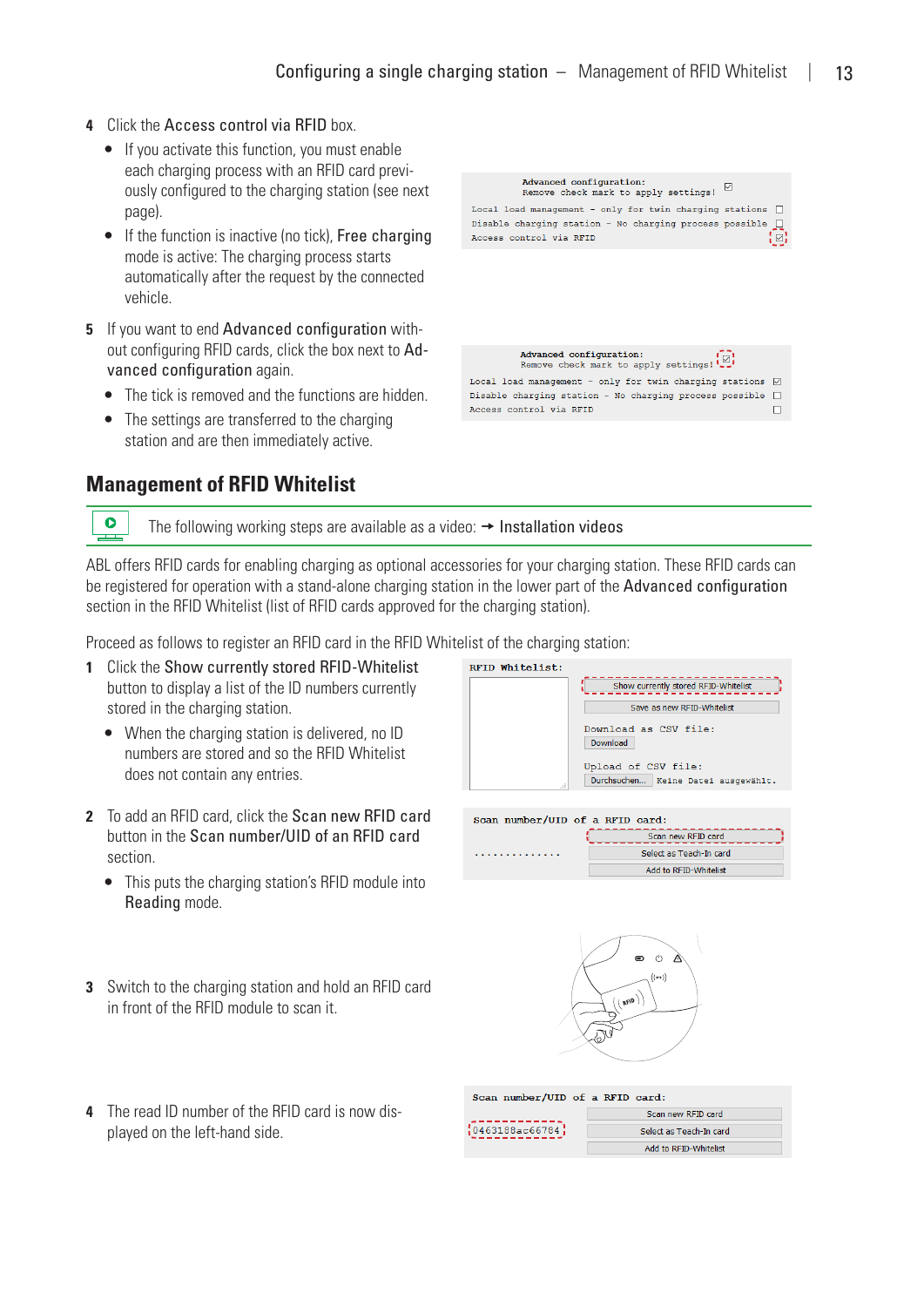4 Click the **Access control via RFID** box.
   - If you activate this function, you must enable each charging process with an RFID card previously configured to the charging station (see next page).
   - If the function is inactive (no tick), **Free charging** mode is active: The charging process starts automatically after the request by the connected vehicle.

5 If you want to end **Advanced configuration** without configuring RFID cards, click the box next to **Advanced configuration** again.
   - The tick is removed and the functions are hidden.
   - The settings are transferred to the charging station and are then immediately active.

## Management of RFID Whitelist

The following working steps are available as a video: → Installation videos

ABL offers RFID cards for enabling charging as optional accessories for your charging station. These RFID cards can be registered for operation with a stand-alone charging station in the lower part of the **Advanced configuration** section in the RFID Whitelist (list of RFID cards approved for the charging station).

Proceed as follows to register an RFID card in the RFID Whitelist of the charging station:

1 Click the **Show currently stored RFID-Whitelist** button to display a list of the ID numbers currently stored in the charging station.
   - When the charging station is delivered, no ID numbers are stored and so the RFID Whitelist does not contain any entries.

2 To add an RFID card, click the **Scan new RFID card** button in the **Scan number/UID of an RFID card** section.
   - This puts the charging station's RFID module into **Reading** mode.

3 Switch to the charging station and hold an RFID card in front of the RFID module to scan it.

4 The read ID number of the RFID card is now displayed on the left-hand side.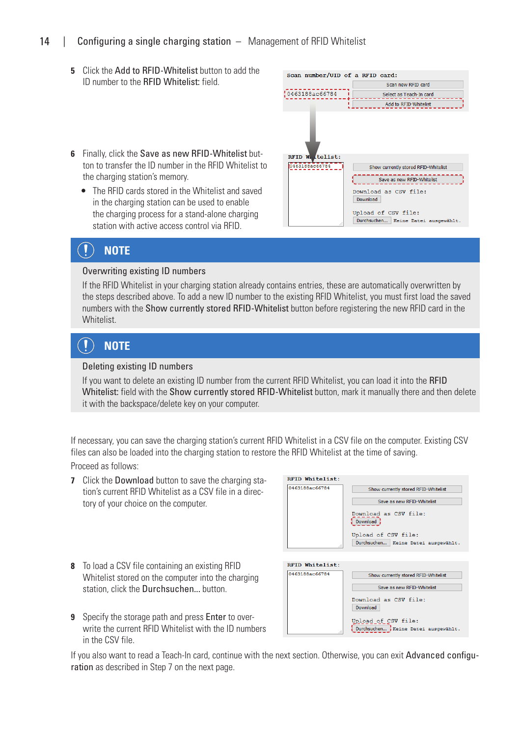5 Click the **Add to RFID-Whitelist** button to add the ID number to the **RFID Whitelist:** field.

6 Finally, click the **Save as new RFID-Whitelist** button to transfer the ID number in the RFID Whitelist to the charging station's memory.

- The RFID cards stored in the Whitelist and saved in the charging station can be used to enable the charging process for a stand-alone charging station with active access control via RFID.

> **NOTE**
>
> **Overwriting existing ID numbers**
>
> If the RFID Whitelist in your charging station already contains entries, these are automatically overwritten by the steps described above. To add a new ID number to the existing RFID Whitelist, you must first load the saved numbers with the **Show currently stored RFID-Whitelist** button before registering the new RFID card in the Whitelist.

> **NOTE**
>
> **Deleting existing ID numbers**
>
> If you want to delete an existing ID number from the current RFID Whitelist, you can load it into the **RFID Whitelist:** field with the **Show currently stored RFID-Whitelist** button, mark it manually there and then delete it with the backspace/delete key on your computer.

If necessary, you can save the charging station's current RFID Whitelist in a CSV file on the computer. Existing CSV files can also be loaded into the charging station to restore the RFID Whitelist at the time of saving.

Proceed as follows:

7 Click the **Download** button to save the charging station's current RFID Whitelist as a CSV file in a directory of your choice on the computer.

8 To load a CSV file containing an existing RFID Whitelist stored on the computer into the charging station, click the **Durchsuchen...** button.

9 Specify the storage path and press **Enter** to overwrite the current RFID Whitelist with the ID numbers in the CSV file.

If you also want to read a Teach-In card, continue with the next section. Otherwise, you can exit **Advanced configuration** as described in Step 7 on the next page.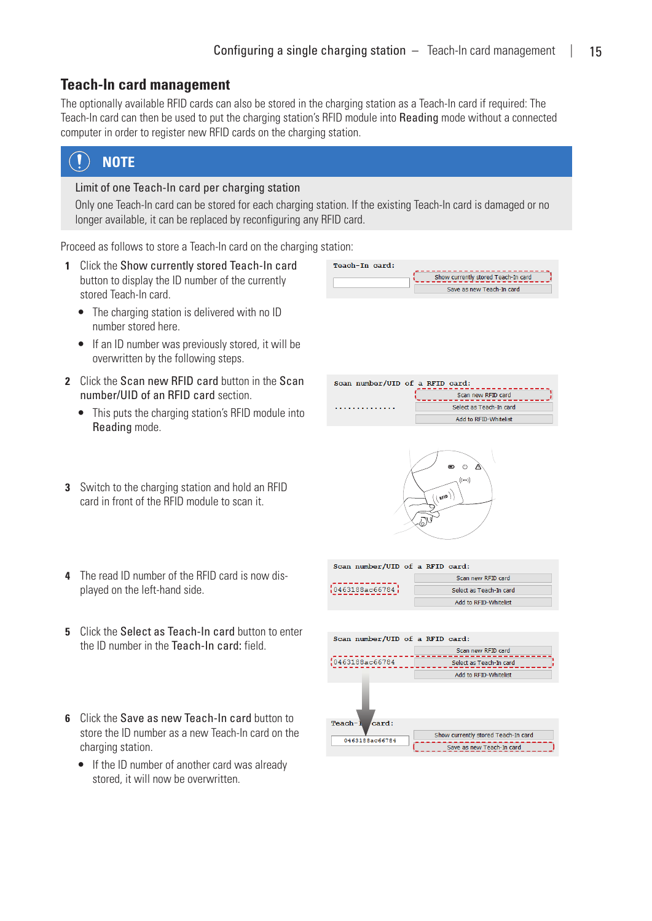## Teach-In card management

The optionally available RFID cards can also be stored in the charging station as a Teach-In card if required: The Teach-In card can then be used to put the charging station's RFID module into **Reading** mode without a connected computer in order to register new RFID cards on the charging station.

> **NOTE**
>
> Limit of one Teach-In card per charging station
>
> Only one Teach-In card can be stored for each charging station. If the existing Teach-In card is damaged or no longer available, it can be replaced by reconfiguring any RFID card.

Proceed as follows to store a Teach-In card on the charging station:

1. Click the **Show currently stored Teach-In card** button to display the ID number of the currently stored Teach-In card.
   - The charging station is delivered with no ID number stored here.
   - If an ID number was previously stored, it will be overwritten by the following steps.
2. Click the **Scan new RFID card** button in the **Scan number/UID of an RFID card** section.
   - This puts the charging station's RFID module into **Reading** mode.
3. Switch to the charging station and hold an RFID card in front of the RFID module to scan it.
4. The read ID number of the RFID card is now displayed on the left-hand side.
5. Click the **Select as Teach-In card** button to enter the ID number in the **Teach-In card:** field.
6. Click the **Save as new Teach-In card** button to store the ID number as a new Teach-In card on the charging station.
   - If the ID number of another card was already stored, it will now be overwritten.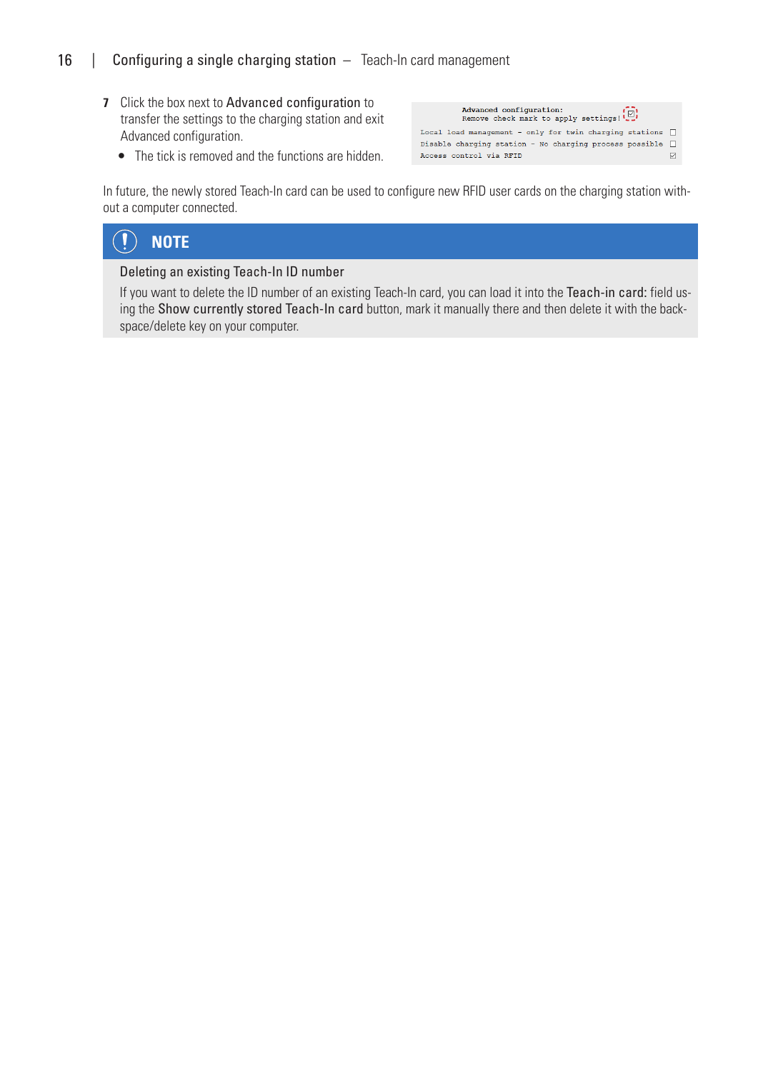7. Click the box next to Advanced configuration to transfer the settings to the charging station and exit Advanced configuration.
   - The tick is removed and the functions are hidden.

```
Advanced configuration:
Remove check mark to apply settings! ☑
Local load management - only for twin charging stations ☐
Disable charging station - No charging process possible ☐
Access control via RFID ☑
```

In future, the newly stored Teach-In card can be used to configure new RFID user cards on the charging station without a computer connected.

> **NOTE**
>
> Deleting an existing Teach-In ID number
>
> If you want to delete the ID number of an existing Teach-In card, you can load it into the Teach-in card: field using the Show currently stored Teach-In card button, mark it manually there and then delete it with the backspace/delete key on your computer.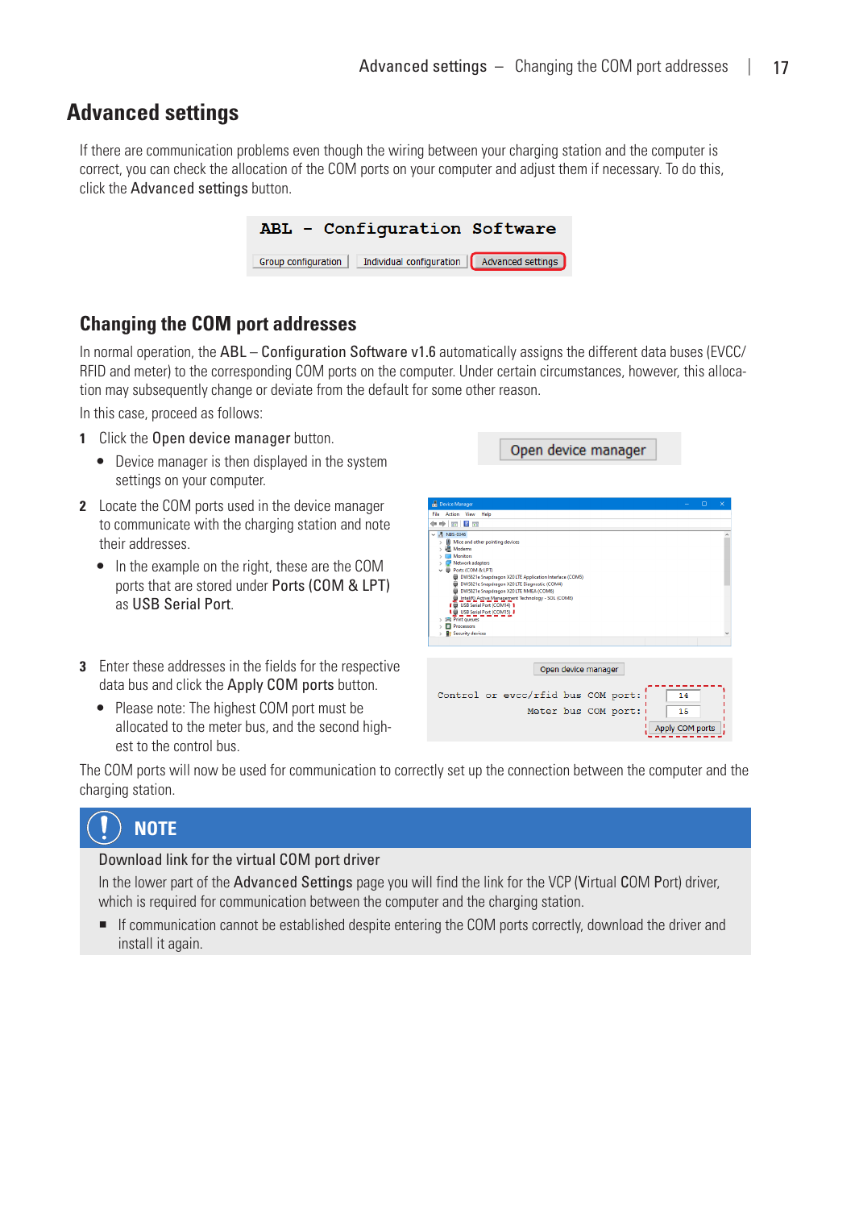# Advanced settings

If there are communication problems even though the wiring between your charging station and the computer is correct, you can check the allocation of the COM ports on your computer and adjust them if necessary. To do this, click the **Advanced settings** button.

## Changing the COM port addresses

In normal operation, the **ABL – Configuration Software v1.6** automatically assigns the different data buses (EVCC/RFID and meter) to the corresponding COM ports on the computer. Under certain circumstances, however, this allocation may subsequently change or deviate from the default for some other reason.

In this case, proceed as follows:

1. Click the **Open device manager** button.
   - Device manager is then displayed in the system settings on your computer.
2. Locate the COM ports used in the device manager to communicate with the charging station and note their addresses.
   - In the example on the right, these are the COM ports that are stored under **Ports (COM & LPT)** as **USB Serial Port**.
3. Enter these addresses in the fields for the respective data bus and click the **Apply COM ports** button.
   - Please note: The highest COM port must be allocated to the meter bus, and the second highest to the control bus.

The COM ports will now be used for communication to correctly set up the connection between the computer and the charging station.

> **NOTE**
>
> **Download link for the virtual COM port driver**
>
> In the lower part of the **Advanced Settings** page you will find the link for the VCP (**V**irtual **COM P**ort) driver, which is required for communication between the computer and the charging station.
>
> - If communication cannot be established despite entering the COM ports correctly, download the driver and install it again.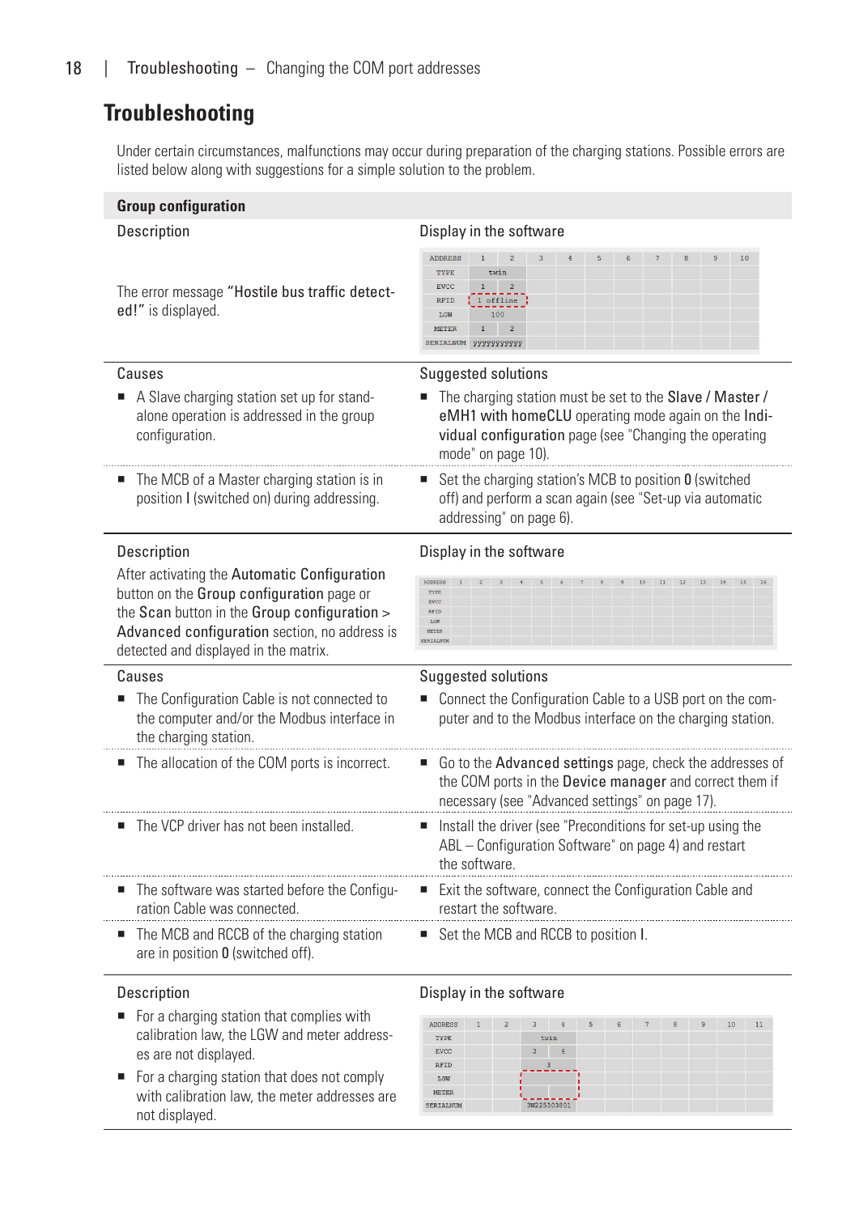// Troubleshooting

## Troubleshooting

Under certain circumstances, malfunctions may occur during preparation of the charging stations. Possible errors are listed below along with suggestions for a simple solution to the problem.

### Group configuration

| Description | Display in the software |
|---|---|
| The error message "Hostile bus traffic detected!" is displayed. | |

| ADDRESS | 1 | 2 | 3 | 4 | 5 | 6 | 7 | 8 | 9 | 10 |
|---|---|---|---|---|---|---|---|---|---|---|
| TYPE | twin | | | | | | | | | |
| EVCC | 1 | 2 | | | | | | | | |
| RFID | 1 offline | | | | | | | | | |
| LGW | 100 | | | | | | | | | |
| METER | 1 | 2 | | | | | | | | |
| SERIALNUM | ??????????? | | | | | | | | | |

| Causes | Suggested solutions |
|---|---|
| A Slave charging station set up for stand-alone operation is addressed in the group configuration. | The charging station must be set to the **Slave / Master / eMH1 with homeCLU** operating mode again on the **Individual configuration** page (see "Changing the operating mode" on page 10). |
| The MCB of a Master charging station is in position **I** (switched on) during addressing. | Set the charging station's MCB to position **0** (switched off) and perform a scan again (see "Set-up via automatic addressing" on page 6). |

| Description | Display in the software |
|---|---|
| After activating the **Automatic Configuration** button on the **Group configuration** page or the **Scan** button in the **Group configuration** > **Advanced configuration** section, no address is detected and displayed in the matrix. | |

| ADDRESS | 1 | 2 | 3 | 4 | 5 | 6 | 7 | 8 | 9 | 10 | 11 | 12 | 13 | 14 | 15 | 16 |
|---|---|---|---|---|---|---|---|---|---|---|---|---|---|---|---|---|
| TYPE | | | | | | | | | | | | | | | | |
| EVCC | | | | | | | | | | | | | | | | |
| RFID | | | | | | | | | | | | | | | | |
| LGW | | | | | | | | | | | | | | | | |
| METER | | | | | | | | | | | | | | | | |
| SERIALNUM | | | | | | | | | | | | | | | | |

| Causes | Suggested solutions |
|---|---|
| The Configuration Cable is not connected to the computer and/or the Modbus interface in the charging station. | Connect the Configuration Cable to a USB port on the computer and to the Modbus interface on the charging station. |
| The allocation of the COM ports is incorrect. | Go to the **Advanced settings** page, check the addresses of the COM ports in the **Device manager** and correct them if necessary (see "Advanced settings" on page 17). |
| The VCP driver has not been installed. | Install the driver (see "Preconditions for set-up using the ABL – Configuration Software" on page 4) and restart the software. |
| The software was started before the Configuration Cable was connected. | Exit the software, connect the Configuration Cable and restart the software. |
| The MCB and RCCB of the charging station are in position **0** (switched off). | Set the MCB and RCCB to position **I**. |

| Description | Display in the software |
|---|---|
| For a charging station that complies with calibration law, the LGW and meter addresses are not displayed.<br>For a charging station that does not comply with calibration law, the meter addresses are not displayed. | |

| ADDRESS | 1 | 2 | 3 | 4 | 5 | 6 | 7 | 8 | 9 | 10 | 11 |
|---|---|---|---|---|---|---|---|---|---|---|---|
| TYPE | | | twin | | | | | | | | |
| EVCC | | | 3 | 4 | | | | | | | |
| RFID | | | 3 | | | | | | | | |
| LGW | | | | | | | | | | | |
| METER | | | | | | | | | | | |
| SERIALNUM | | | 3W225303801 | | | | | | | | |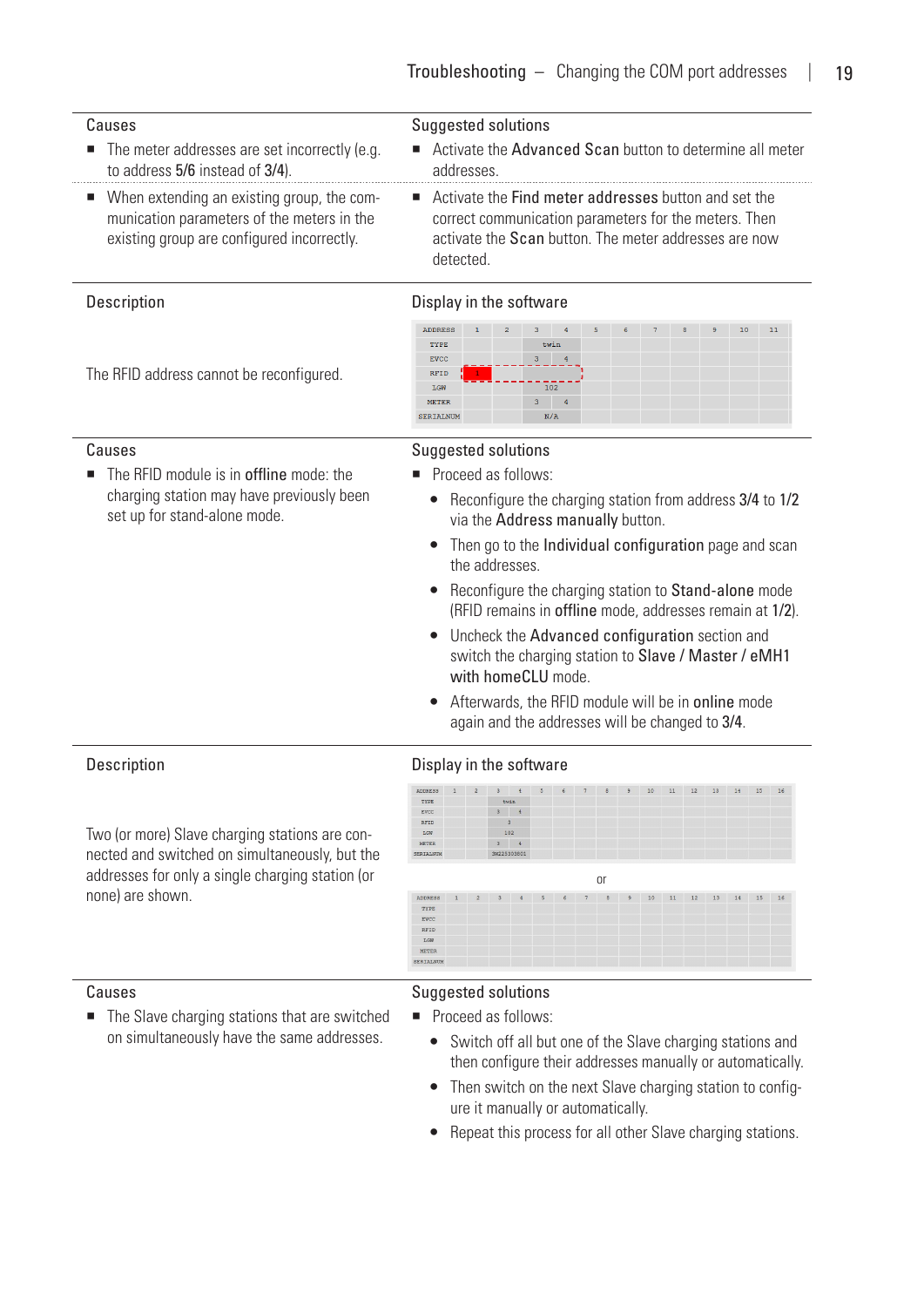| Causes | Suggested solutions |
|---|---|
| ■ The meter addresses are set incorrectly (e.g. to address **5/6** instead of **3/4**). | ■ Activate the **Advanced Scan** button to determine all meter addresses. |
| ■ When extending an existing group, the communication parameters of the meters in the existing group are configured incorrectly. | ■ Activate the **Find meter addresses** button and set the correct communication parameters for the meters. Then activate the **Scan** button. The meter addresses are now detected. |

| Description | Display in the software |
|---|---|
| The RFID address cannot be reconfigured. | |

| ADDRESS | 1 | 2 | 3 | 4 | 5 | 6 | 7 | 8 | 9 | 10 | 11 |
|---|---|---|---|---|---|---|---|---|---|---|---|
| TYPE | | | twin | | | | | | | | |
| EVCC | | | 3 | 4 | | | | | | | |
| RFID | 1 | | | | | | | | | | |
| LGW | | | 102 | | | | | | | | |
| METER | | | 3 | 4 | | | | | | | |
| SERIALNUM | | | N/A | | | | | | | | |

| Causes | Suggested solutions |
|---|---|
| ■ The RFID module is in **offline** mode: the charging station may have previously been set up for stand-alone mode. | ■ Proceed as follows: |

- Reconfigure the charging station from address **3/4** to **1/2** via the **Address manually** button.
- Then go to the **Individual configuration** page and scan the addresses.
- Reconfigure the charging station to **Stand-alone** mode (RFID remains in **offline** mode, addresses remain at **1/2**).
- Uncheck the **Advanced configuration** section and switch the charging station to **Slave / Master / eMH1 with homeCLU** mode.
- Afterwards, the RFID module will be in **online** mode again and the addresses will be changed to **3/4**.

| Description | Display in the software |
|---|---|
| Two (or more) Slave charging stations are connected and switched on simultaneously, but the addresses for only a single charging station (or none) are shown. | |

| ADDRESS | 1 | 2 | 3 | 4 | 5 | 6 | 7 | 8 | 9 | 10 | 11 | 12 | 13 | 14 | 15 | 16 |
|---|---|---|---|---|---|---|---|---|---|---|---|---|---|---|---|---|
| TYPE | | | twin | | | | | | | | | | | | | |
| EVCC | | | 3 | 4 | | | | | | | | | | | | |
| RFID | | | 3 | | | | | | | | | | | | | |
| LGW | | | 102 | | | | | | | | | | | | | |
| METER | | | 3 | 4 | | | | | | | | | | | | |
| SERIALNUM | | | 3W225303601 | | | | | | | | | | | | | |

or

| ADDRESS | 1 | 2 | 3 | 4 | 5 | 6 | 7 | 8 | 9 | 10 | 11 | 12 | 13 | 14 | 15 | 16 |
|---|---|---|---|---|---|---|---|---|---|---|---|---|---|---|---|---|
| TYPE | | | | | | | | | | | | | | | | |
| EVCC | | | | | | | | | | | | | | | | |
| RFID | | | | | | | | | | | | | | | | |
| LGW | | | | | | | | | | | | | | | | |
| METER | | | | | | | | | | | | | | | | |
| SERIALNUM | | | | | | | | | | | | | | | | |

| Causes | Suggested solutions |
|---|---|
| ■ The Slave charging stations that are switched on simultaneously have the same addresses. | ■ Proceed as follows: |

- Switch off all but one of the Slave charging stations and then configure their addresses manually or automatically.
- Then switch on the next Slave charging station to configure it manually or automatically.
- Repeat this process for all other Slave charging stations.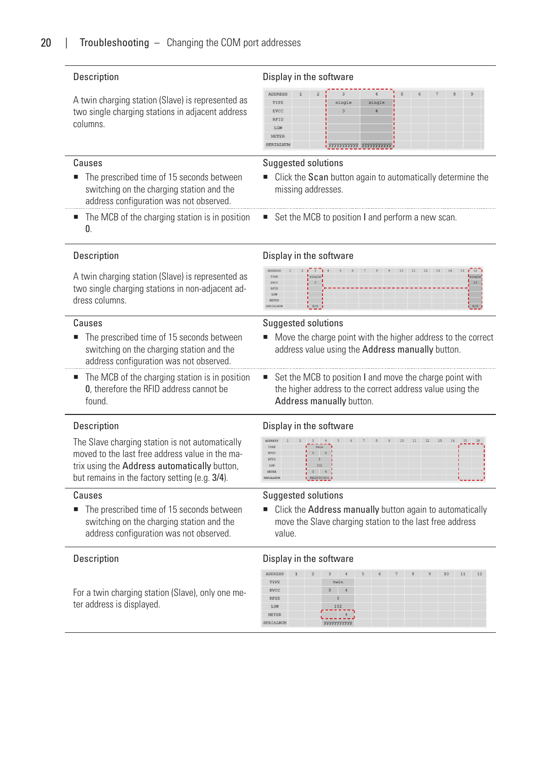## Troubleshooting – Changing the COM port addresses

| Description | Display in the software |
|---|---|
| A twin charging station (Slave) is represented as two single charging stations in adjacent address columns. | |

| Causes | Suggested solutions |
|---|---|
| ■ The prescribed time of 15 seconds between switching on the charging station and the address configuration was not observed. | ■ Click the **Scan** button again to automatically determine the missing addresses. |
| ■ The MCB of the charging station is in position **0**. | ■ Set the MCB to position **I** and perform a new scan. |

| Description | Display in the software |
|---|---|
| A twin charging station (Slave) is represented as two single charging stations in non-adjacent address columns. | |

| Causes | Suggested solutions |
|---|---|
| ■ The prescribed time of 15 seconds between switching on the charging station and the address configuration was not observed. | ■ Move the charge point with the higher address to the correct address value using the **Address manually** button. |
| ■ The MCB of the charging station is in position **0**, therefore the RFID address cannot be found. | ■ Set the MCB to position **I** and move the charge point with the higher address to the correct address value using the **Address manually** button. |

| Description | Display in the software |
|---|---|
| The Slave charging station is not automatically moved to the last free address value in the matrix using the **Address automatically** button, but remains in the factory setting (e.g. **3/4**). | |

| Causes | Suggested solutions |
|---|---|
| ■ The prescribed time of 15 seconds between switching on the charging station and the address configuration was not observed. | ■ Click the **Address manually** button again to automatically move the Slave charging station to the last free address value. |

| Description | Display in the software |
|---|---|
| For a twin charging station (Slave), only one meter address is displayed. | |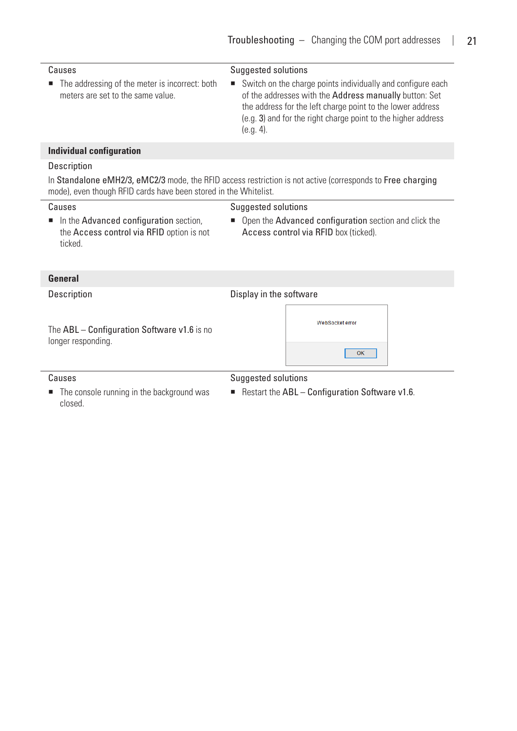| Causes | Suggested solutions |
| --- | --- |
| ■ The addressing of the meter is incorrect: both meters are set to the same value. | ■ Switch on the charge points individually and configure each of the addresses with the **Address manually** button: Set the address for the left charge point to the lower address (e.g. **3**) and for the right charge point to the higher address (e.g. 4). |

## Individual configuration

Description

In **Standalone eMH2/3, eMC2/3** mode, the RFID access restriction is not active (corresponds to **Free charging** mode), even though RFID cards have been stored in the Whitelist.

| Causes | Suggested solutions |
| --- | --- |
| ■ In the **Advanced configuration** section, the **Access control via RFID** option is not ticked. | ■ Open the **Advanced configuration** section and click the **Access control via RFID** box (ticked). |

## General

| Description | Display in the software |
| --- | --- |
| The **ABL – Configuration Software v1.6** is no longer responding. | WebSocket error<br>OK |

| Causes | Suggested solutions |
| --- | --- |
| ■ The console running in the background was closed. | ■ Restart the **ABL – Configuration Software v1.6**. |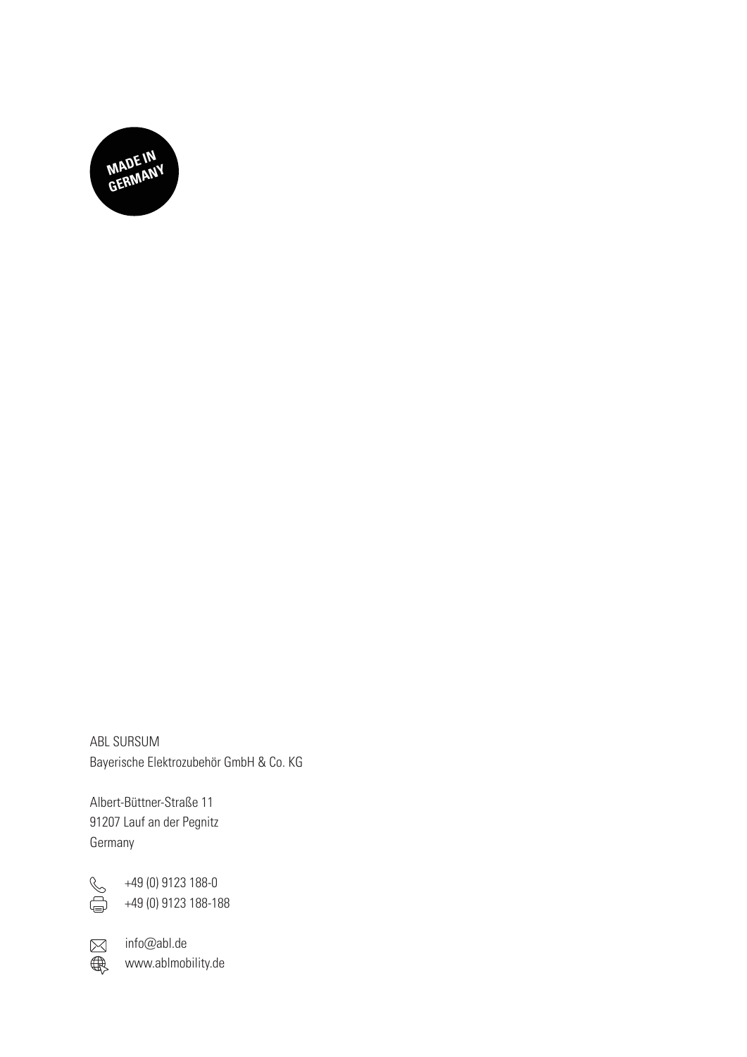MADE IN GERMANY

ABL SURSUM
Bayerische Elektrozubehör GmbH & Co. KG

Albert-Büttner-Straße 11
91207 Lauf an der Pegnitz
Germany

+49 (0) 9123 188-0
+49 (0) 9123 188-188

info@abl.de
www.ablmobility.de